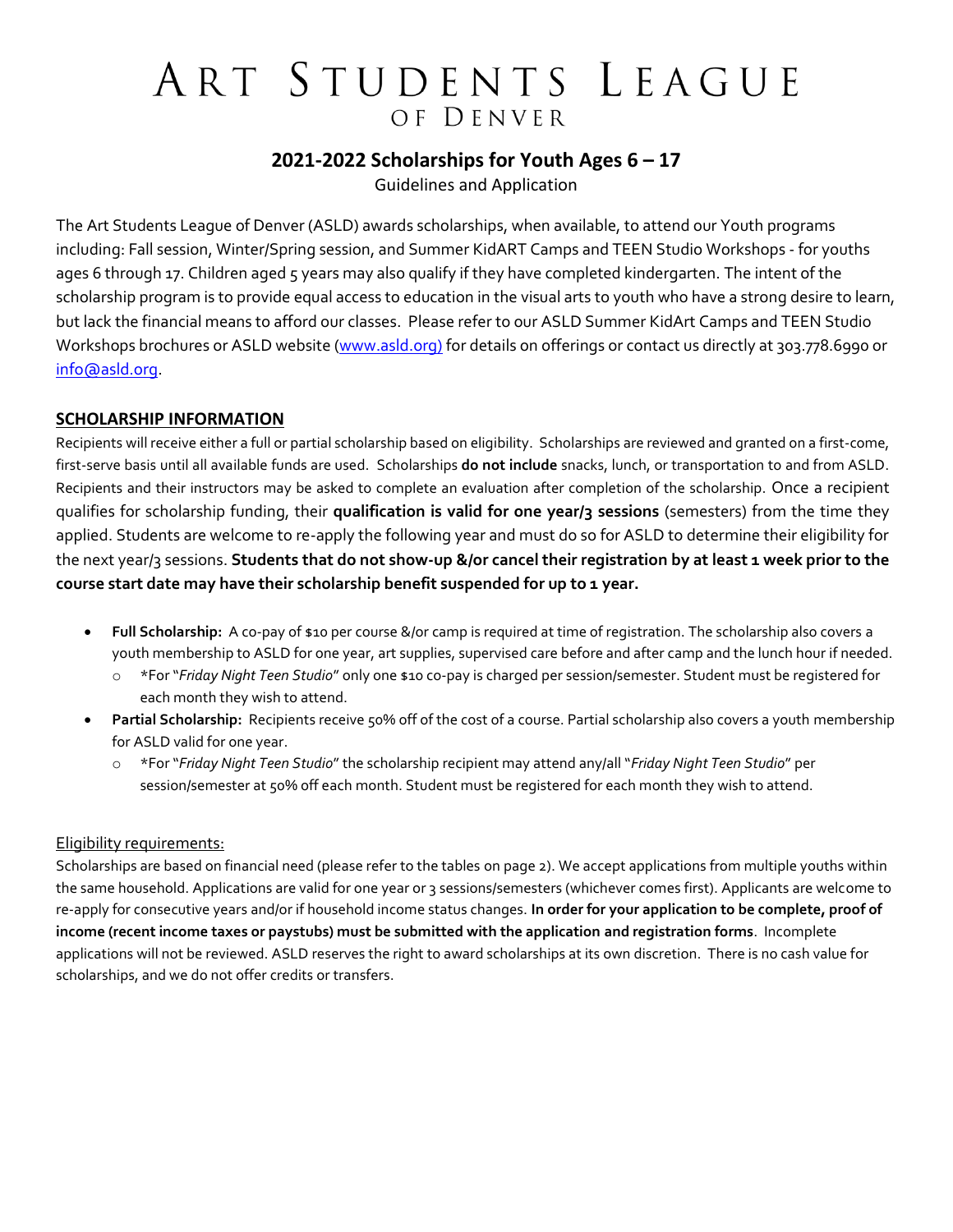# ART STUDENTS LEAGUE OF DENVER

## 2021-2022 Scholarships for Youth Ages 6 – 17

Guidelines and Application

The Art Students League of Denver (ASLD) awards scholarships, when available, to attend our Youth programs including: Fall session, Winter/Spring session, and Summer KidART Camps and TEEN Studio Workshops - for youths ages 6 through 17. Children aged 5 years may also qualify if they have completed kindergarten. The intent of the scholarship program is to provide equal access to education in the visual arts to youth who have a strong desire to learn, but lack the financial means to afford our classes. Please refer to our ASLD Summer KidArt Camps and TEEN Studio Workshops brochures or ASLD website (www.asld.org) for details on offerings or contact us directly at 303.778.6990 or info@asld.org.

### SCHOLARSHIP INFORMATION

Recipients will receive either a full or partial scholarship based on eligibility. Scholarships are reviewed and granted on a first-come, first-serve basis until all available funds are used. Scholarships **do not include** snacks, lunch, or transportation to and from ASLD. Recipients and their instructors may be asked to complete an evaluation after completion of the scholarship. Once a recipient qualifies for scholarship funding, their **qualification is valid for one year/3 sessions** (semesters) from the time they applied. Students are welcome to re-apply the following year and must do so for ASLD to determine their eligibility for the next year/3 sessions. **Students that do not show-up &/or cancel their registration by at least 1 week prior to the course start date may have their scholarship benefit suspended for up to 1 year.**

- **Full Scholarship:** A co-pay of $10 per course &/or camp is required at time of registration. The scholarship also covers a youth membership to ASLD for one year, art supplies, supervised care before and after camp and the lunch hour if needed.
  - *For "*Friday Night Teen Studio*" only one $10 co-pay is charged per session/semester. Student must be registered for each month they wish to attend.
- **Partial Scholarship:** Recipients receive 50% off of the cost of a course. Partial scholarship also covers a youth membership for ASLD valid for one year.
  - *For "*Friday Night Teen Studio*" the scholarship recipient may attend any/all "*Friday Night Teen Studio*" per session/semester at 50% off each month. Student must be registered for each month they wish to attend.

#### Eligibility requirements:

Scholarships are based on financial need (please refer to the tables on page 2). We accept applications from multiple youths within the same household. Applications are valid for one year or 3 sessions/semesters (whichever comes first). Applicants are welcome to re-apply for consecutive years and/or if household income status changes. **In order for your application to be complete, proof of income (recent income taxes or paystubs) must be submitted with the application and registration forms**. Incomplete applications will not be reviewed. ASLD reserves the right to award scholarships at its own discretion. There is no cash value for scholarships, and we do not offer credits or transfers.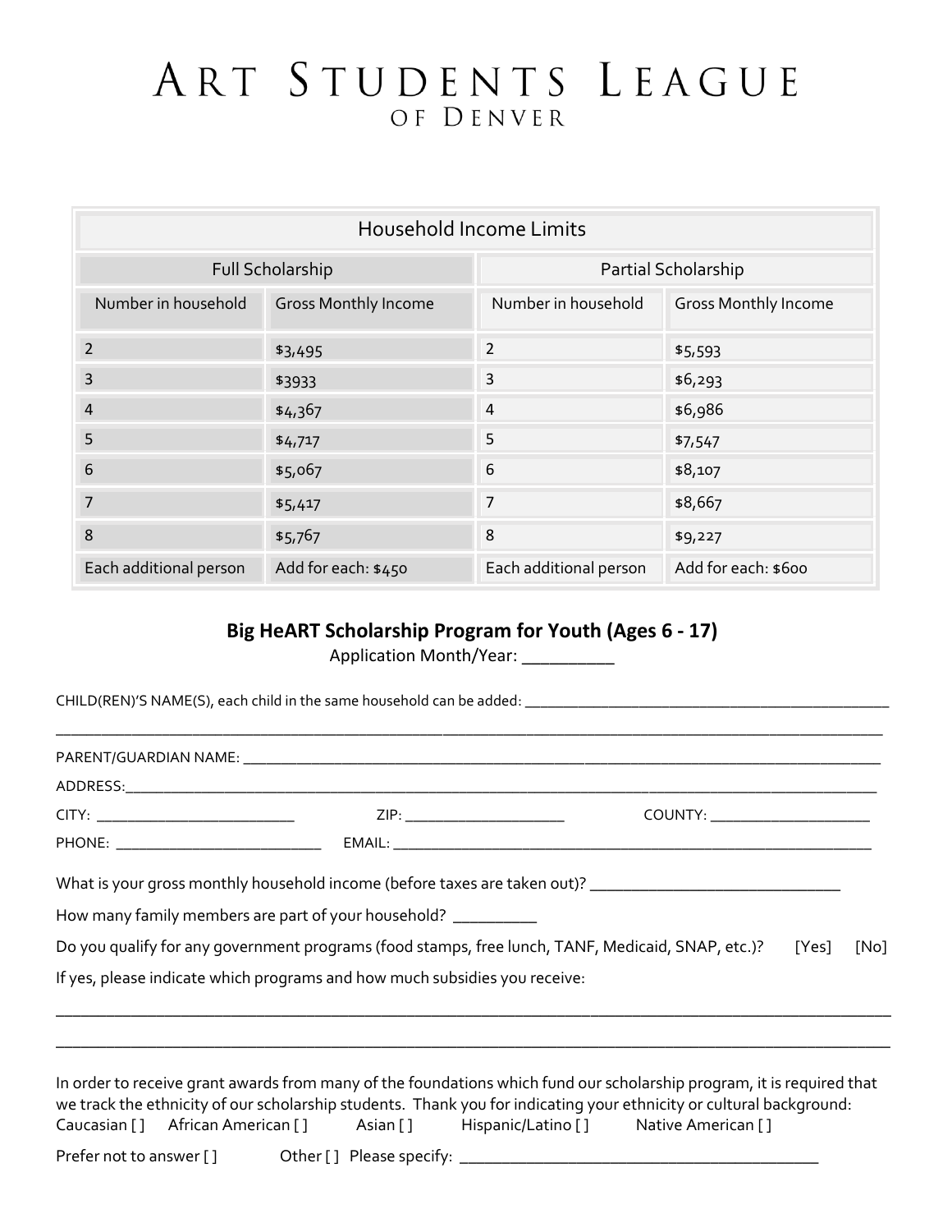# Art Students League of Denver

| Household Income Limits | | | |
|---|---|---|---|
| Full Scholarship | | Partial Scholarship | |
| Number in household | Gross Monthly Income | Number in household | Gross Monthly Income |
| 2 | $3,495 | 2 | $5,593 |
| 3 | $3933 | 3 | $6,293 |
| 4 | $4,367 | 4 | $6,986 |
| 5 | $4,717 | 5 | $7,547 |
| 6 | $5,067 | 6 | $8,107 |
| 7 | $5,417 | 7 | $8,667 |
| 8 | $5,767 | 8 | $9,227 |
| Each additional person | Add for each: $450 | Each additional person | Add for each: $600 |

## Big HeART Scholarship Program for Youth (Ages 6 - 17)

Application Month/Year: __________

CHILD(REN)'S NAME(S), each child in the same household can be added: ______________________________________________

______________________________________________________________________________________________

PARENT/GUARDIAN NAME: ______________________________________________________________________________

ADDRESS:______________________________________________________________________________________

CITY: ________________________ ZIP: ____________________ COUNTY: ____________________

PHONE: _________________________ EMAIL: ______________________________________________________________

What is your gross monthly household income (before taxes are taken out)? ______________________________

How many family members are part of your household? __________

Do you qualify for any government programs (food stamps, free lunch, TANF, Medicaid, SNAP, etc.)? [Yes] [No]

If yes, please indicate which programs and how much subsidies you receive:

______________________________________________________________________________________________

______________________________________________________________________________________________

In order to receive grant awards from many of the foundations which fund our scholarship program, it is required that we track the ethnicity of our scholarship students. Thank you for indicating your ethnicity or cultural background:
Caucasian [ ] African American [ ] Asian [ ] Hispanic/Latino [ ] Native American [ ]

Prefer not to answer [ ] Other [ ] Please specify: ____________________________________________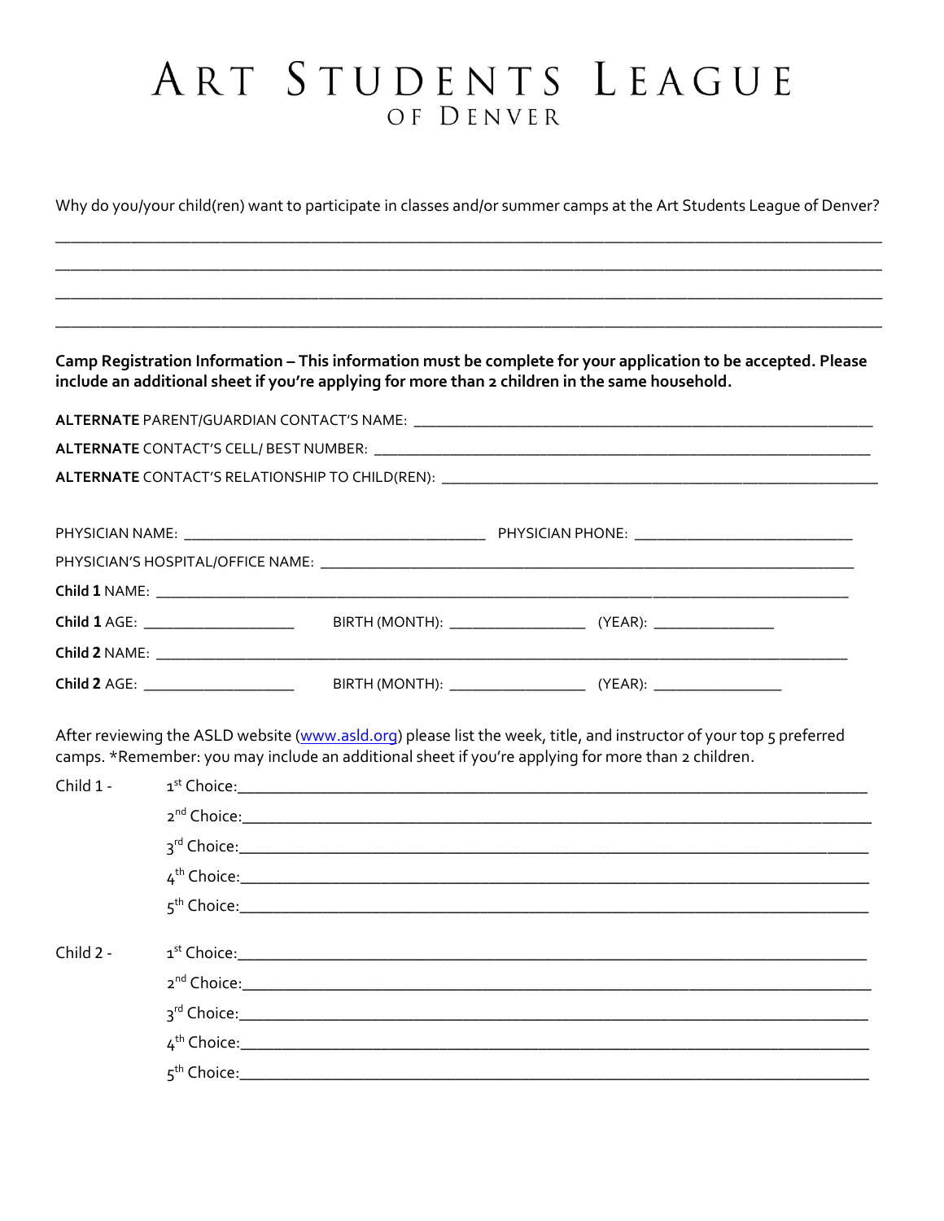# ART STUDENTS LEAGUE
## OF DENVER

Why do you/your child(ren) want to participate in classes and/or summer camps at the Art Students League of Denver?

_______________________________________________________________________________________________

_______________________________________________________________________________________________

_______________________________________________________________________________________________

_______________________________________________________________________________________________

**Camp Registration Information – This information must be complete for your application to be accepted. Please include an additional sheet if you're applying for more than 2 children in the same household.**

**ALTERNATE** PARENT/GUARDIAN CONTACT'S NAME: ___________________________________________

**ALTERNATE** CONTACT'S CELL/ BEST NUMBER: ___________________________________________

**ALTERNATE** CONTACT'S RELATIONSHIP TO CHILD(REN): ___________________________________

PHYSICIAN NAME: ______________________________ PHYSICIAN PHONE: ______________________

PHYSICIAN'S HOSPITAL/OFFICE NAME: _________________________________________________

**Child 1** NAME: ___________________________________________________________________

**Child 1** AGE: _______________ BIRTH (MONTH): ______________ (YEAR): _____________

**Child 2** NAME: ___________________________________________________________________

**Child 2** AGE: _______________ BIRTH (MONTH): ______________ (YEAR): _____________

After reviewing the ASLD website (www.asld.org) please list the week, title, and instructor of your top 5 preferred camps. *Remember: you may include an additional sheet if you're applying for more than 2 children.

Child 1 -
- 1st Choice:_____________________________________________________________
- 2nd Choice:_____________________________________________________________
- 3rd Choice:_____________________________________________________________
- 4th Choice:_____________________________________________________________
- 5th Choice:_____________________________________________________________

Child 2 -
- 1st Choice:_____________________________________________________________
- 2nd Choice:_____________________________________________________________
- 3rd Choice:_____________________________________________________________
- 4th Choice:_____________________________________________________________
- 5th Choice:_____________________________________________________________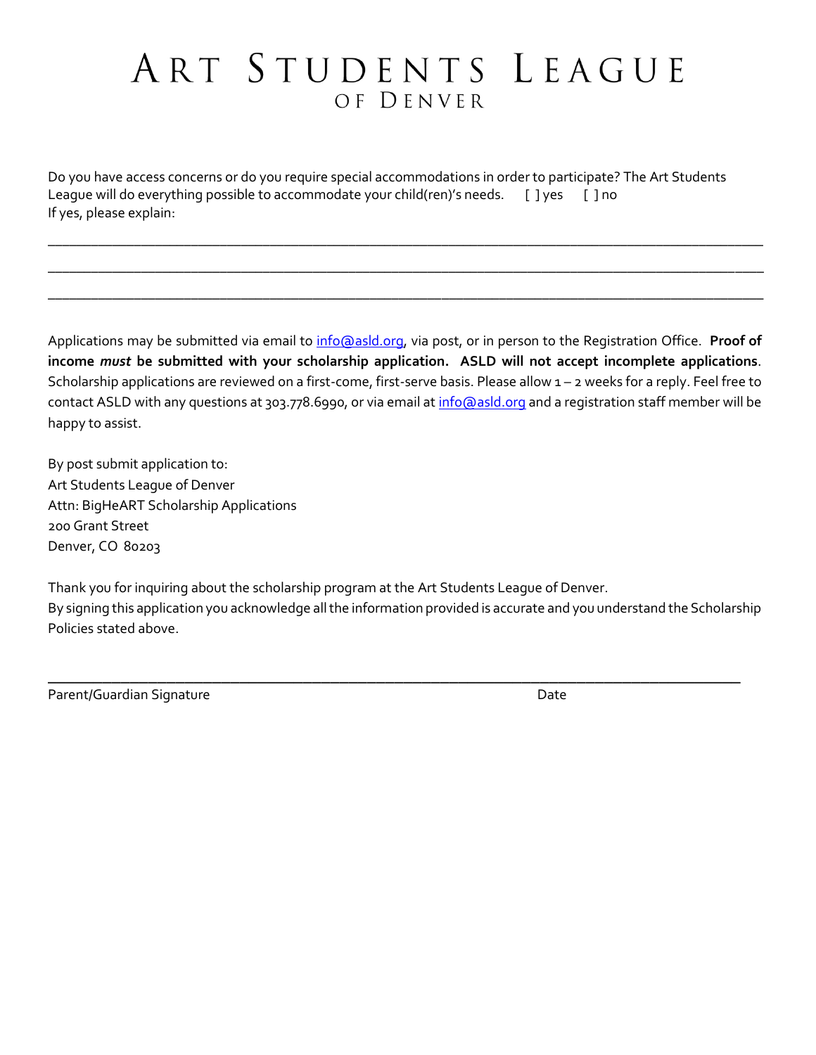# ART STUDENTS LEAGUE OF DENVER

Do you have access concerns or do you require special accommodations in order to participate? The Art Students League will do everything possible to accommodate your child(ren)'s needs. [ ] yes [ ] no
If yes, please explain:

___________________________________________________________________________________________

___________________________________________________________________________________________

___________________________________________________________________________________________

Applications may be submitted via email to info@asld.org, via post, or in person to the Registration Office. **Proof of income *must* be submitted with your scholarship application. ASLD will not accept incomplete applications**. Scholarship applications are reviewed on a first-come, first-serve basis. Please allow 1 – 2 weeks for a reply. Feel free to contact ASLD with any questions at 303.778.6990, or via email at info@asld.org and a registration staff member will be happy to assist.

By post submit application to:
Art Students League of Denver
Attn: BigHeART Scholarship Applications
200 Grant Street
Denver, CO 80203

Thank you for inquiring about the scholarship program at the Art Students League of Denver.
By signing this application you acknowledge all the information provided is accurate and you understand the Scholarship Policies stated above.

___________________________________________________________________________________________

Parent/Guardian Signature Date